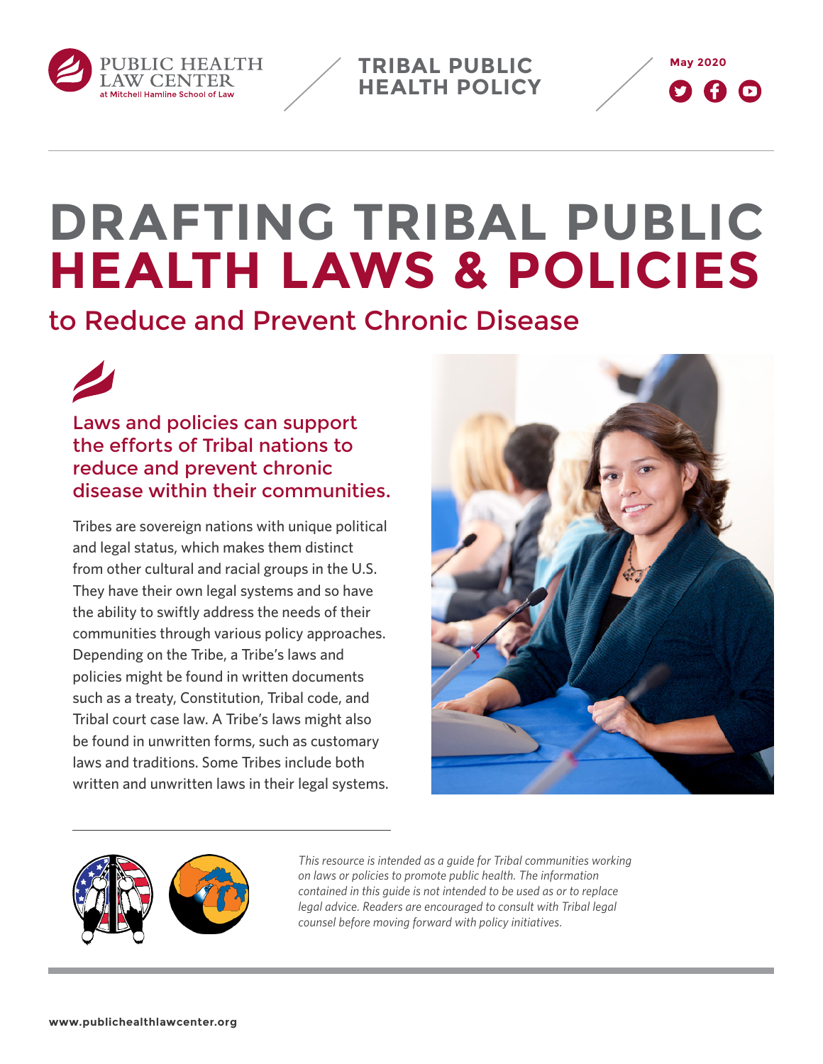PUBLIC HEALTH LAW CENTER at Mitchell Hamline School of Law

TRIBAL PUBLIC HEALTH POLICY

May 2020

# DRAFTING TRIBAL PUBLIC HEALTH LAWS & POLICIES

## to Reduce and Prevent Chronic Disease

### Laws and policies can support the efforts of Tribal nations to reduce and prevent chronic disease within their communities.

Tribes are sovereign nations with unique political and legal status, which makes them distinct from other cultural and racial groups in the U.S. They have their own legal systems and so have the ability to swiftly address the needs of their communities through various policy approaches. Depending on the Tribe, a Tribe's laws and policies might be found in written documents such as a treaty, Constitution, Tribal code, and Tribal court case law. A Tribe's laws might also be found in unwritten forms, such as customary laws and traditions. Some Tribes include both written and unwritten laws in their legal systems.

*This resource is intended as a guide for Tribal communities working on laws or policies to promote public health. The information contained in this guide is not intended to be used as or to replace legal advice. Readers are encouraged to consult with Tribal legal counsel before moving forward with policy initiatives.*

www.publichealthlawcenter.org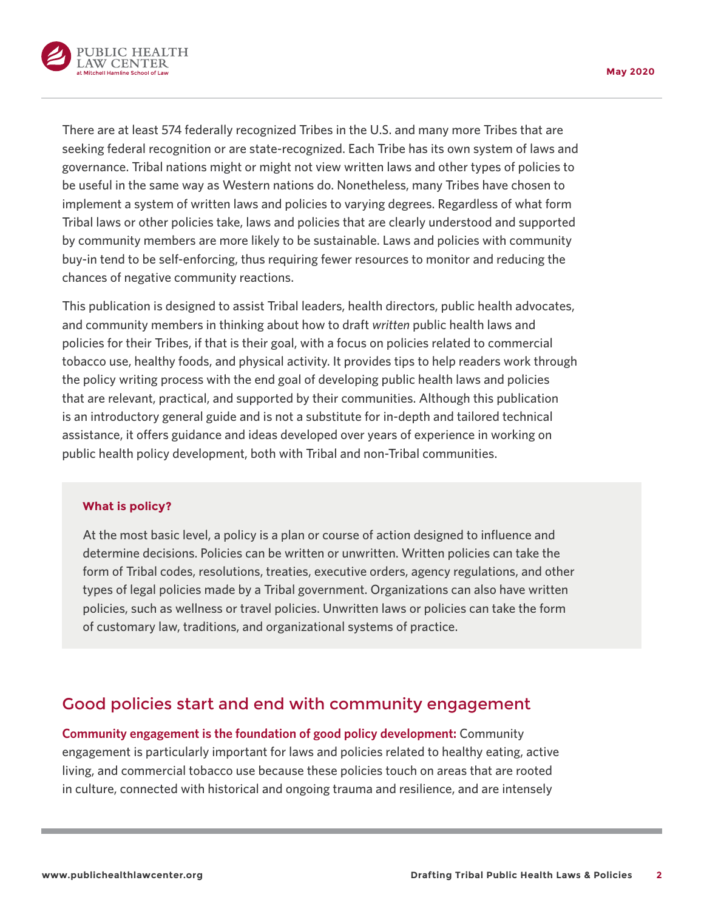There are at least 574 federally recognized Tribes in the U.S. and many more Tribes that are seeking federal recognition or are state-recognized. Each Tribe has its own system of laws and governance. Tribal nations might or might not view written laws and other types of policies to be useful in the same way as Western nations do. Nonetheless, many Tribes have chosen to implement a system of written laws and policies to varying degrees. Regardless of what form Tribal laws or other policies take, laws and policies that are clearly understood and supported by community members are more likely to be sustainable. Laws and policies with community buy-in tend to be self-enforcing, thus requiring fewer resources to monitor and reducing the chances of negative community reactions.

This publication is designed to assist Tribal leaders, health directors, public health advocates, and community members in thinking about how to draft *written* public health laws and policies for their Tribes, if that is their goal, with a focus on policies related to commercial tobacco use, healthy foods, and physical activity. It provides tips to help readers work through the policy writing process with the end goal of developing public health laws and policies that are relevant, practical, and supported by their communities. Although this publication is an introductory general guide and is not a substitute for in-depth and tailored technical assistance, it offers guidance and ideas developed over years of experience in working on public health policy development, both with Tribal and non-Tribal communities.

**What is policy?**

At the most basic level, a policy is a plan or course of action designed to influence and determine decisions. Policies can be written or unwritten. Written policies can take the form of Tribal codes, resolutions, treaties, executive orders, agency regulations, and other types of legal policies made by a Tribal government. Organizations can also have written policies, such as wellness or travel policies. Unwritten laws or policies can take the form of customary law, traditions, and organizational systems of practice.

## Good policies start and end with community engagement

**Community engagement is the foundation of good policy development:** Community engagement is particularly important for laws and policies related to healthy eating, active living, and commercial tobacco use because these policies touch on areas that are rooted in culture, connected with historical and ongoing trauma and resilience, and are intensely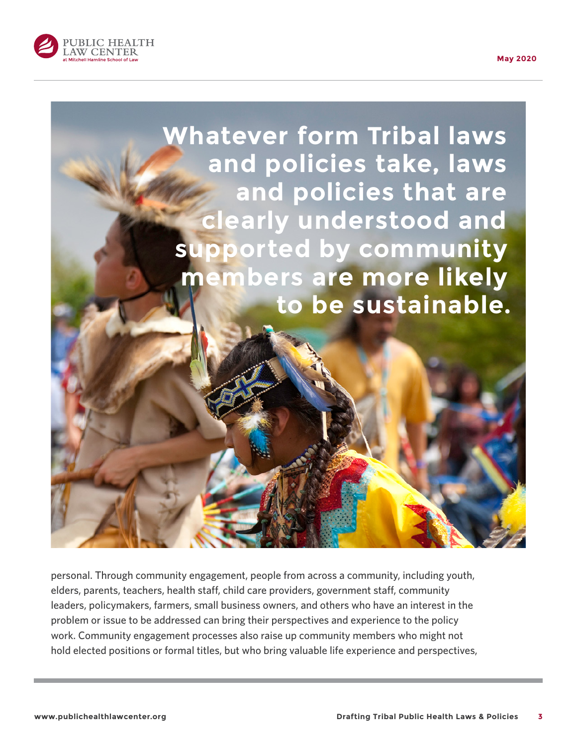**Whatever form Tribal laws and policies take, laws and policies that are clearly understood and supported by community members are more likely to be sustainable.**

personal. Through community engagement, people from across a community, including youth, elders, parents, teachers, health staff, child care providers, government staff, community leaders, policymakers, farmers, small business owners, and others who have an interest in the problem or issue to be addressed can bring their perspectives and experience to the policy work. Community engagement processes also raise up community members who might not hold elected positions or formal titles, but who bring valuable life experience and perspectives,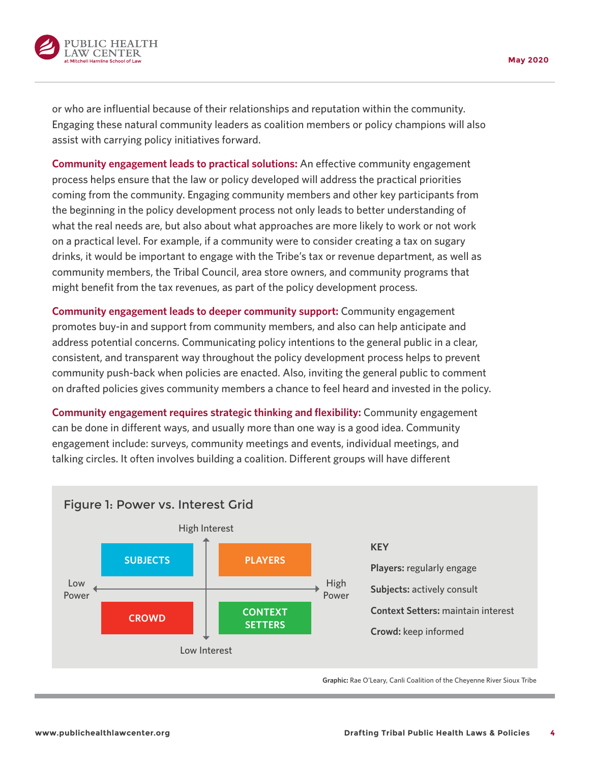or who are influential because of their relationships and reputation within the community. Engaging these natural community leaders as coalition members or policy champions will also assist with carrying policy initiatives forward.

**Community engagement leads to practical solutions:** An effective community engagement process helps ensure that the law or policy developed will address the practical priorities coming from the community. Engaging community members and other key participants from the beginning in the policy development process not only leads to better understanding of what the real needs are, but also about what approaches are more likely to work or not work on a practical level. For example, if a community were to consider creating a tax on sugary drinks, it would be important to engage with the Tribe's tax or revenue department, as well as community members, the Tribal Council, area store owners, and community programs that might benefit from the tax revenues, as part of the policy development process.

**Community engagement leads to deeper community support:** Community engagement promotes buy-in and support from community members, and also can help anticipate and address potential concerns. Communicating policy intentions to the general public in a clear, consistent, and transparent way throughout the policy development process helps to prevent community push-back when policies are enacted. Also, inviting the general public to comment on drafted policies gives community members a chance to feel heard and invested in the policy.

**Community engagement requires strategic thinking and flexibility:** Community engagement can be done in different ways, and usually more than one way is a good idea. Community engagement include: surveys, community meetings and events, individual meetings, and talking circles. It often involves building a coalition. Different groups will have different

**Figure 1: Power vs. Interest Grid**

| | Low Power | High Power |
|---|---|---|
| **High Interest** | SUBJECTS | PLAYERS |
| **Low Interest** | CROWD | CONTEXT SETTERS |

**KEY**

**Players:** regularly engage

**Subjects:** actively consult

**Context Setters:** maintain interest

**Crowd:** keep informed

**Graphic:** Rae O'Leary, Canli Coalition of the Cheyenne River Sioux Tribe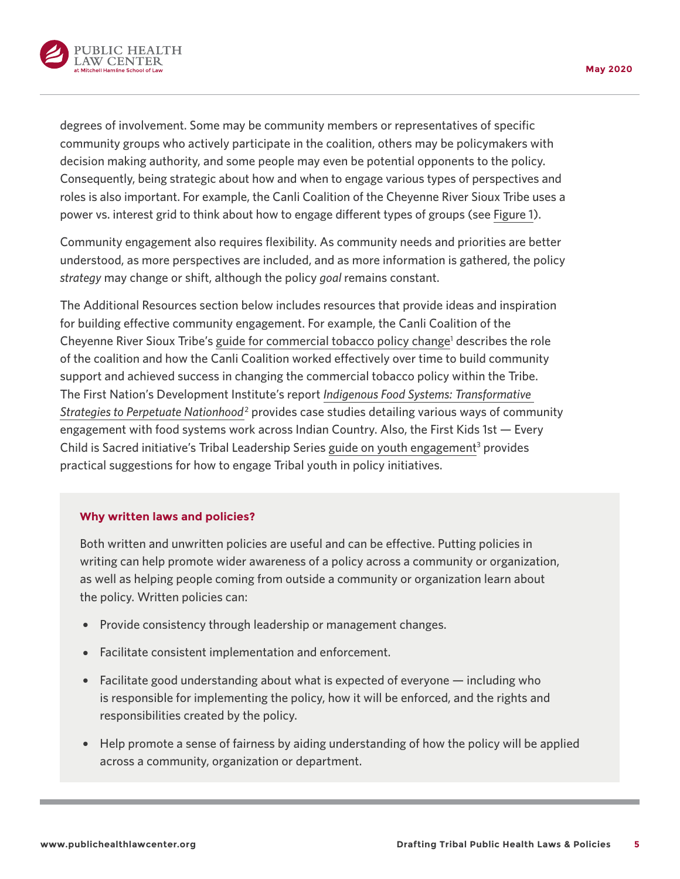degrees of involvement. Some may be community members or representatives of specific community groups who actively participate in the coalition, others may be policymakers with decision making authority, and some people may even be potential opponents to the policy. Consequently, being strategic about how and when to engage various types of perspectives and roles is also important. For example, the Canli Coalition of the Cheyenne River Sioux Tribe uses a power vs. interest grid to think about how to engage different types of groups (see Figure 1).

Community engagement also requires flexibility. As community needs and priorities are better understood, as more perspectives are included, and as more information is gathered, the policy *strategy* may change or shift, although the policy *goal* remains constant.

The Additional Resources section below includes resources that provide ideas and inspiration for building effective community engagement. For example, the Canli Coalition of the Cheyenne River Sioux Tribe's guide for commercial tobacco policy change[1] describes the role of the coalition and how the Canli Coalition worked effectively over time to build community support and achieved success in changing the commercial tobacco policy within the Tribe. The First Nation's Development Institute's report *Indigenous Food Systems: Transformative Strategies to Perpetuate Nationhood*[2] provides case studies detailing various ways of community engagement with food systems work across Indian Country. Also, the First Kids 1st — Every Child is Sacred initiative's Tribal Leadership Series guide on youth engagement[3] provides practical suggestions for how to engage Tribal youth in policy initiatives.

**Why written laws and policies?**

Both written and unwritten policies are useful and can be effective. Putting policies in writing can help promote wider awareness of a policy across a community or organization, as well as helping people coming from outside a community or organization learn about the policy. Written policies can:

- Provide consistency through leadership or management changes.
- Facilitate consistent implementation and enforcement.
- Facilitate good understanding about what is expected of everyone — including who is responsible for implementing the policy, how it will be enforced, and the rights and responsibilities created by the policy.
- Help promote a sense of fairness by aiding understanding of how the policy will be applied across a community, organization or department.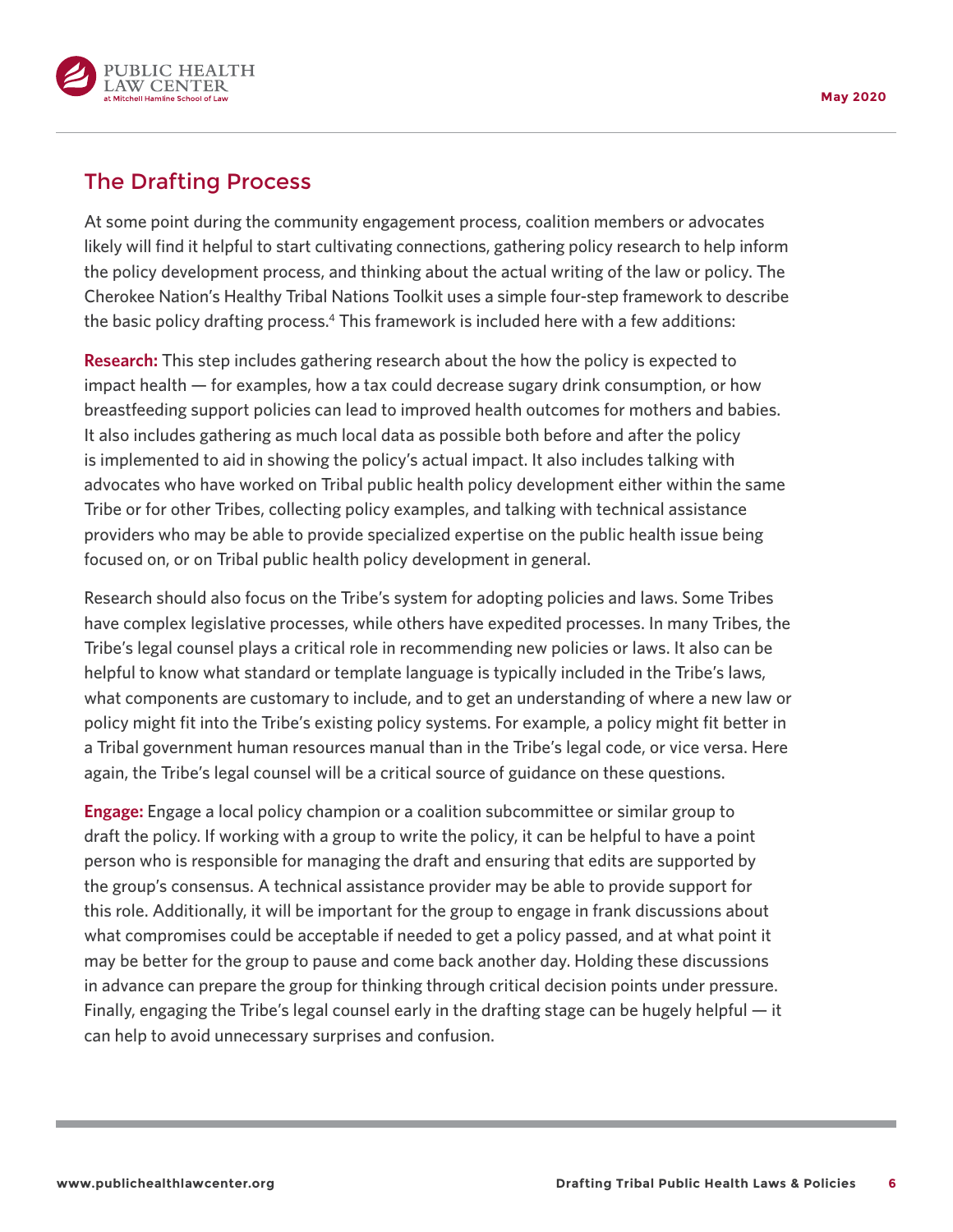## The Drafting Process

At some point during the community engagement process, coalition members or advocates likely will find it helpful to start cultivating connections, gathering policy research to help inform the policy development process, and thinking about the actual writing of the law or policy. The Cherokee Nation's Healthy Tribal Nations Toolkit uses a simple four-step framework to describe the basic policy drafting process.[4] This framework is included here with a few additions:

**Research:** This step includes gathering research about the how the policy is expected to impact health — for examples, how a tax could decrease sugary drink consumption, or how breastfeeding support policies can lead to improved health outcomes for mothers and babies. It also includes gathering as much local data as possible both before and after the policy is implemented to aid in showing the policy's actual impact. It also includes talking with advocates who have worked on Tribal public health policy development either within the same Tribe or for other Tribes, collecting policy examples, and talking with technical assistance providers who may be able to provide specialized expertise on the public health issue being focused on, or on Tribal public health policy development in general.

Research should also focus on the Tribe's system for adopting policies and laws. Some Tribes have complex legislative processes, while others have expedited processes. In many Tribes, the Tribe's legal counsel plays a critical role in recommending new policies or laws. It also can be helpful to know what standard or template language is typically included in the Tribe's laws, what components are customary to include, and to get an understanding of where a new law or policy might fit into the Tribe's existing policy systems. For example, a policy might fit better in a Tribal government human resources manual than in the Tribe's legal code, or vice versa. Here again, the Tribe's legal counsel will be a critical source of guidance on these questions.

**Engage:** Engage a local policy champion or a coalition subcommittee or similar group to draft the policy. If working with a group to write the policy, it can be helpful to have a point person who is responsible for managing the draft and ensuring that edits are supported by the group's consensus. A technical assistance provider may be able to provide support for this role. Additionally, it will be important for the group to engage in frank discussions about what compromises could be acceptable if needed to get a policy passed, and at what point it may be better for the group to pause and come back another day. Holding these discussions in advance can prepare the group for thinking through critical decision points under pressure. Finally, engaging the Tribe's legal counsel early in the drafting stage can be hugely helpful — it can help to avoid unnecessary surprises and confusion.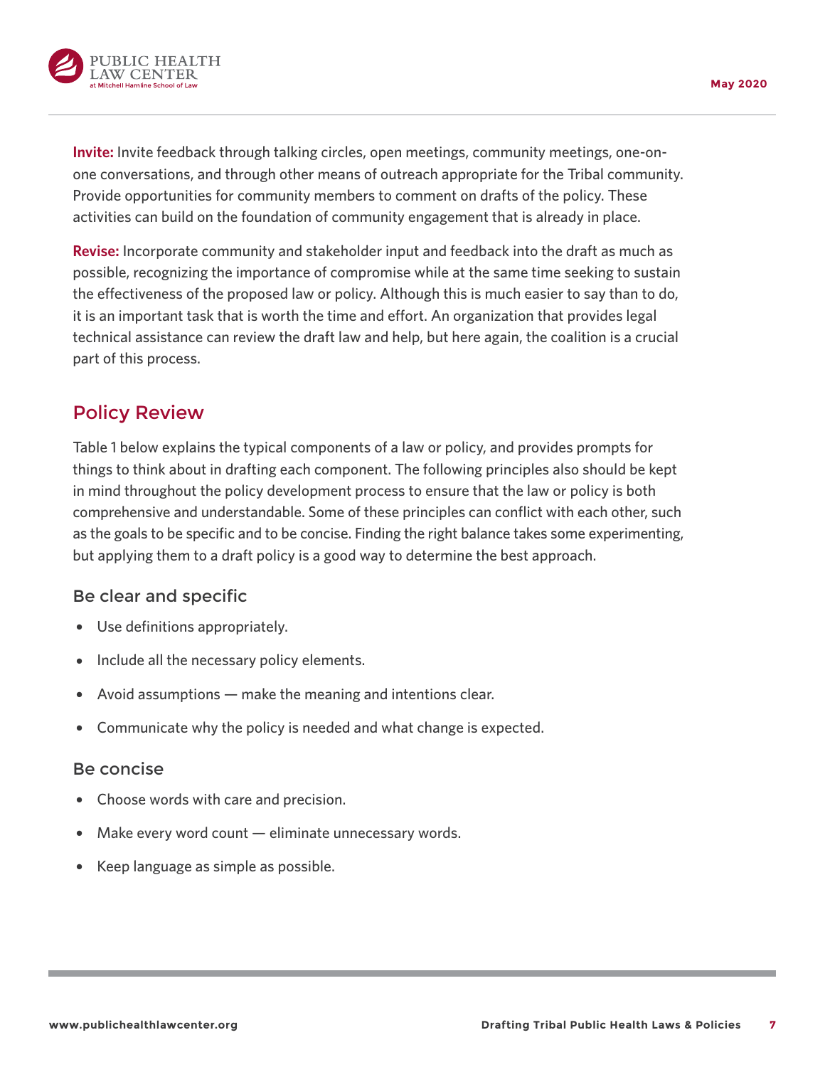**Invite:** Invite feedback through talking circles, open meetings, community meetings, one-on-one conversations, and through other means of outreach appropriate for the Tribal community. Provide opportunities for community members to comment on drafts of the policy. These activities can build on the foundation of community engagement that is already in place.

**Revise:** Incorporate community and stakeholder input and feedback into the draft as much as possible, recognizing the importance of compromise while at the same time seeking to sustain the effectiveness of the proposed law or policy. Although this is much easier to say than to do, it is an important task that is worth the time and effort. An organization that provides legal technical assistance can review the draft law and help, but here again, the coalition is a crucial part of this process.

## Policy Review

Table 1 below explains the typical components of a law or policy, and provides prompts for things to think about in drafting each component. The following principles also should be kept in mind throughout the policy development process to ensure that the law or policy is both comprehensive and understandable. Some of these principles can conflict with each other, such as the goals to be specific and to be concise. Finding the right balance takes some experimenting, but applying them to a draft policy is a good way to determine the best approach.

### Be clear and specific

- Use definitions appropriately.
- Include all the necessary policy elements.
- Avoid assumptions — make the meaning and intentions clear.
- Communicate why the policy is needed and what change is expected.

### Be concise

- Choose words with care and precision.
- Make every word count — eliminate unnecessary words.
- Keep language as simple as possible.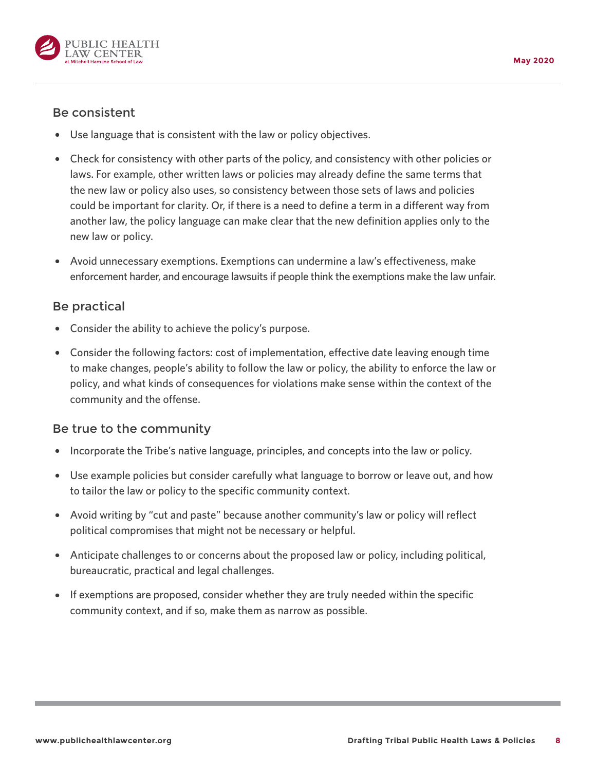## Be consistent

- Use language that is consistent with the law or policy objectives.
- Check for consistency with other parts of the policy, and consistency with other policies or laws. For example, other written laws or policies may already define the same terms that the new law or policy also uses, so consistency between those sets of laws and policies could be important for clarity. Or, if there is a need to define a term in a different way from another law, the policy language can make clear that the new definition applies only to the new law or policy.
- Avoid unnecessary exemptions. Exemptions can undermine a law's effectiveness, make enforcement harder, and encourage lawsuits if people think the exemptions make the law unfair.

## Be practical

- Consider the ability to achieve the policy's purpose.
- Consider the following factors: cost of implementation, effective date leaving enough time to make changes, people's ability to follow the law or policy, the ability to enforce the law or policy, and what kinds of consequences for violations make sense within the context of the community and the offense.

## Be true to the community

- Incorporate the Tribe's native language, principles, and concepts into the law or policy.
- Use example policies but consider carefully what language to borrow or leave out, and how to tailor the law or policy to the specific community context.
- Avoid writing by "cut and paste" because another community's law or policy will reflect political compromises that might not be necessary or helpful.
- Anticipate challenges to or concerns about the proposed law or policy, including political, bureaucratic, practical and legal challenges.
- If exemptions are proposed, consider whether they are truly needed within the specific community context, and if so, make them as narrow as possible.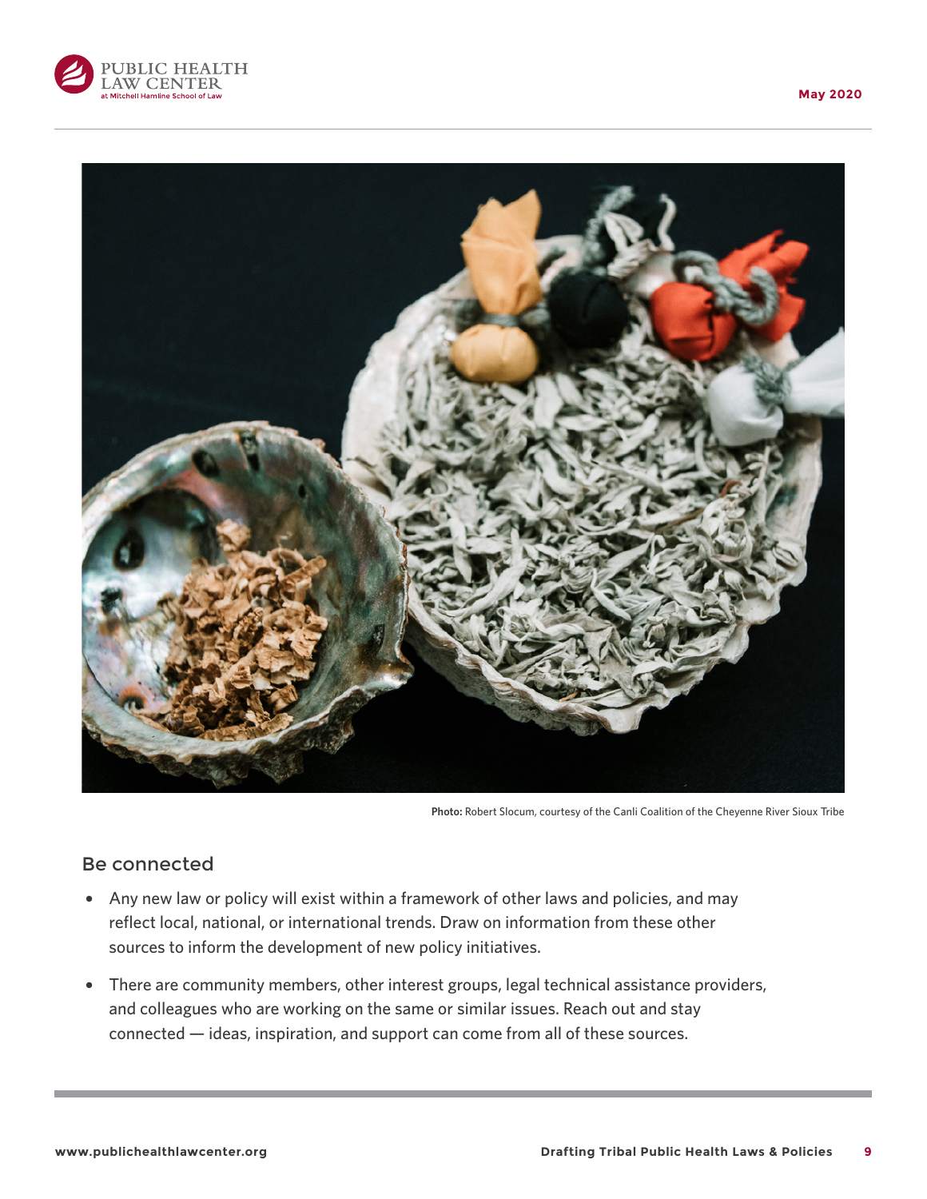**Photo:** Robert Slocum, courtesy of the Canli Coalition of the Cheyenne River Sioux Tribe

## Be connected

- Any new law or policy will exist within a framework of other laws and policies, and may reflect local, national, or international trends. Draw on information from these other sources to inform the development of new policy initiatives.
- There are community members, other interest groups, legal technical assistance providers, and colleagues who are working on the same or similar issues. Reach out and stay connected — ideas, inspiration, and support can come from all of these sources.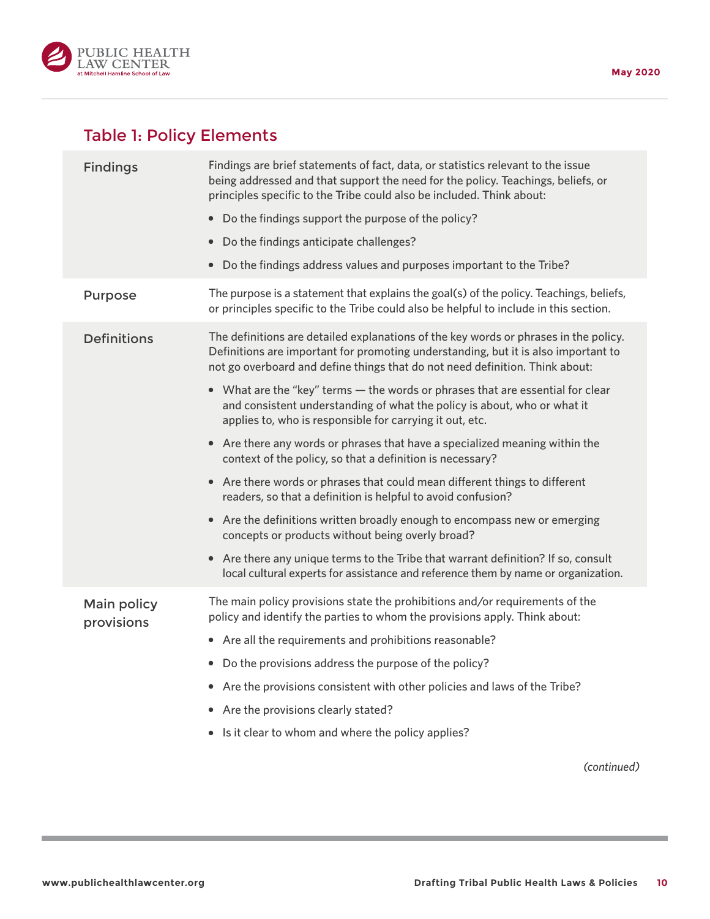## Table 1: Policy Elements

| | |
|---|---|
| Findings | Findings are brief statements of fact, data, or statistics relevant to the issue being addressed and that support the need for the policy. Teachings, beliefs, or principles specific to the Tribe could also be included. Think about:<br>• Do the findings support the purpose of the policy?<br>• Do the findings anticipate challenges?<br>• Do the findings address values and purposes important to the Tribe? |
| Purpose | The purpose is a statement that explains the goal(s) of the policy. Teachings, beliefs, or principles specific to the Tribe could also be helpful to include in this section. |
| Definitions | The definitions are detailed explanations of the key words or phrases in the policy. Definitions are important for promoting understanding, but it is also important to not go overboard and define things that do not need definition. Think about:<br>• What are the "key" terms — the words or phrases that are essential for clear and consistent understanding of what the policy is about, who or what it applies to, who is responsible for carrying it out, etc.<br>• Are there any words or phrases that have a specialized meaning within the context of the policy, so that a definition is necessary?<br>• Are there words or phrases that could mean different things to different readers, so that a definition is helpful to avoid confusion?<br>• Are the definitions written broadly enough to encompass new or emerging concepts or products without being overly broad?<br>• Are there any unique terms to the Tribe that warrant definition? If so, consult local cultural experts for assistance and reference them by name or organization. |
| Main policy provisions | The main policy provisions state the prohibitions and/or requirements of the policy and identify the parties to whom the provisions apply. Think about:<br>• Are all the requirements and prohibitions reasonable?<br>• Do the provisions address the purpose of the policy?<br>• Are the provisions consistent with other policies and laws of the Tribe?<br>• Are the provisions clearly stated?<br>• Is it clear to whom and where the policy applies? |

*(continued)*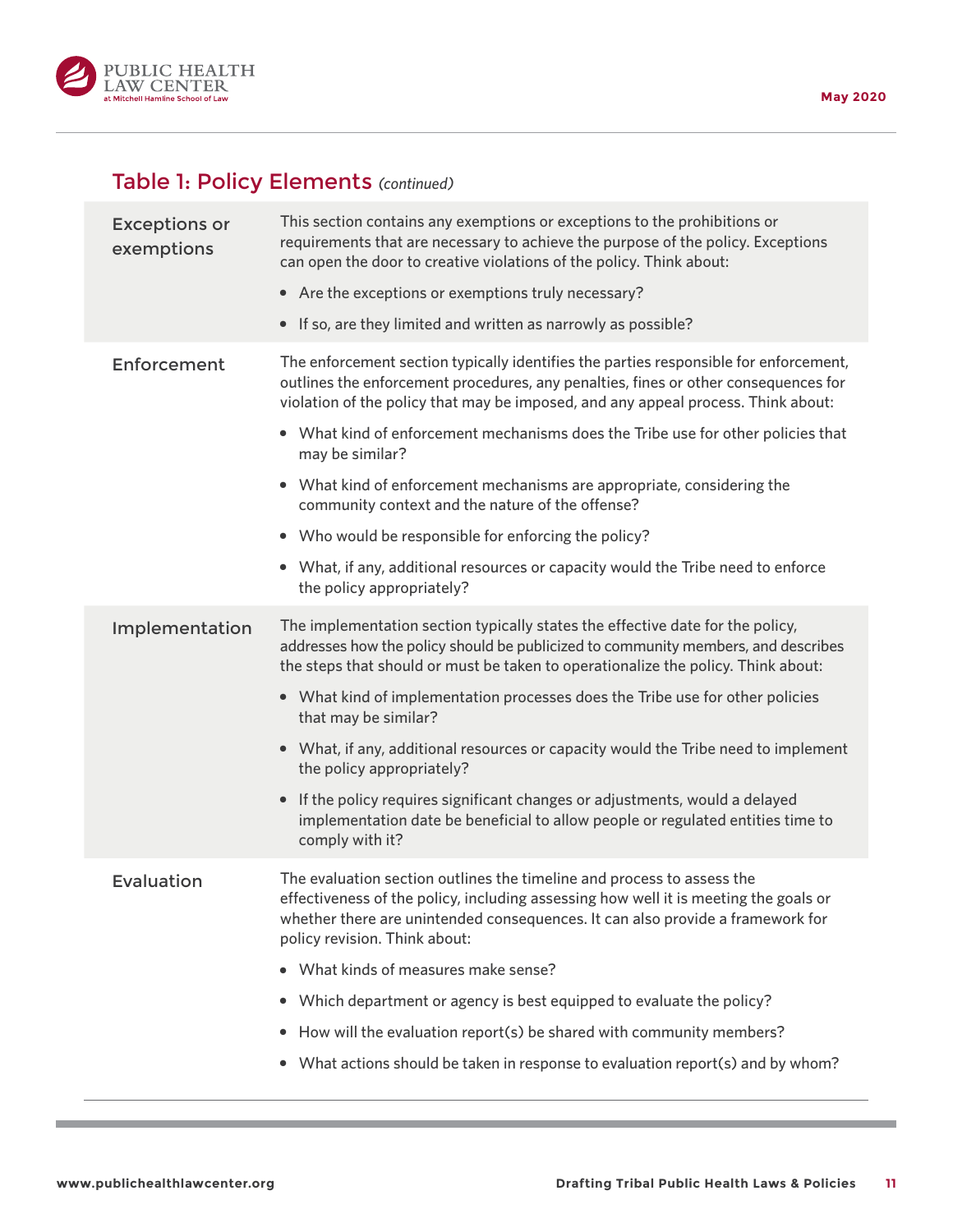## Table 1: Policy Elements *(continued)*

| | |
|---|---|
| Exceptions or exemptions | This section contains any exemptions or exceptions to the prohibitions or requirements that are necessary to achieve the purpose of the policy. Exceptions can open the door to creative violations of the policy. Think about:<br>• Are the exceptions or exemptions truly necessary?<br>• If so, are they limited and written as narrowly as possible? |
| Enforcement | The enforcement section typically identifies the parties responsible for enforcement, outlines the enforcement procedures, any penalties, fines or other consequences for violation of the policy that may be imposed, and any appeal process. Think about:<br>• What kind of enforcement mechanisms does the Tribe use for other policies that may be similar?<br>• What kind of enforcement mechanisms are appropriate, considering the community context and the nature of the offense?<br>• Who would be responsible for enforcing the policy?<br>• What, if any, additional resources or capacity would the Tribe need to enforce the policy appropriately? |
| Implementation | The implementation section typically states the effective date for the policy, addresses how the policy should be publicized to community members, and describes the steps that should or must be taken to operationalize the policy. Think about:<br>• What kind of implementation processes does the Tribe use for other policies that may be similar?<br>• What, if any, additional resources or capacity would the Tribe need to implement the policy appropriately?<br>• If the policy requires significant changes or adjustments, would a delayed implementation date be beneficial to allow people or regulated entities time to comply with it? |
| Evaluation | The evaluation section outlines the timeline and process to assess the effectiveness of the policy, including assessing how well it is meeting the goals or whether there are unintended consequences. It can also provide a framework for policy revision. Think about:<br>• What kinds of measures make sense?<br>• Which department or agency is best equipped to evaluate the policy?<br>• How will the evaluation report(s) be shared with community members?<br>• What actions should be taken in response to evaluation report(s) and by whom? |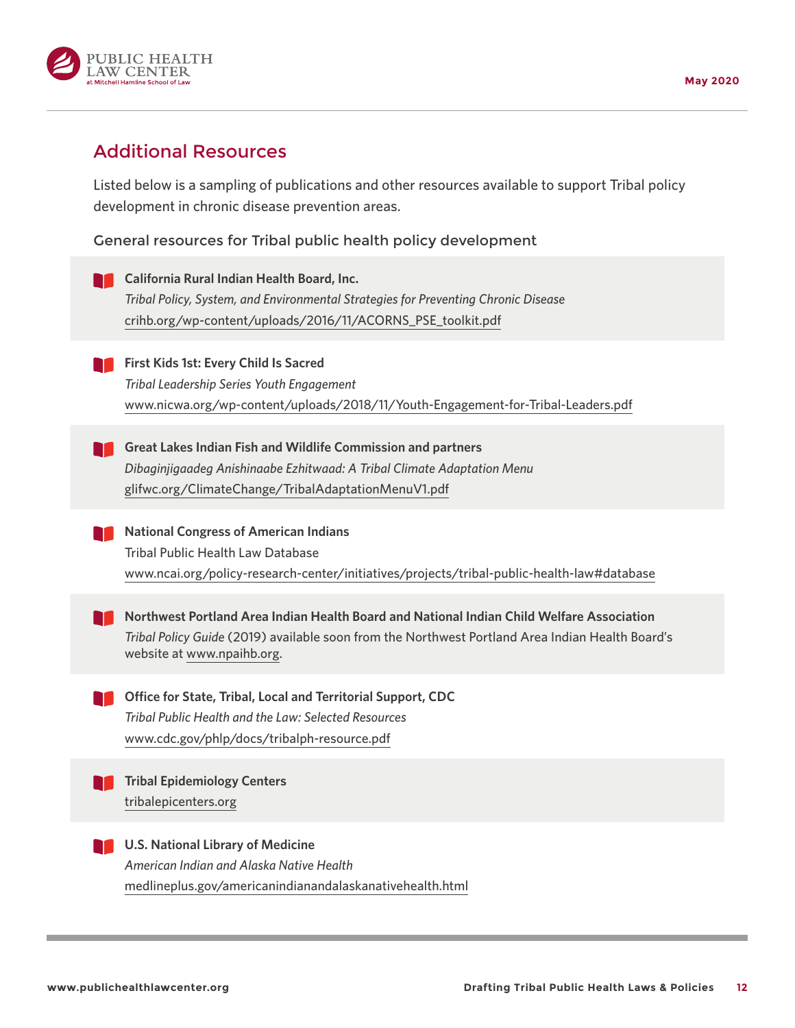## Additional Resources

Listed below is a sampling of publications and other resources available to support Tribal policy development in chronic disease prevention areas.

### General resources for Tribal public health policy development

**California Rural Indian Health Board, Inc.**
*Tribal Policy, System, and Environmental Strategies for Preventing Chronic Disease*
crihb.org/wp-content/uploads/2016/11/ACORNS_PSE_toolkit.pdf

**First Kids 1st: Every Child Is Sacred**
*Tribal Leadership Series Youth Engagement*
www.nicwa.org/wp-content/uploads/2018/11/Youth-Engagement-for-Tribal-Leaders.pdf

**Great Lakes Indian Fish and Wildlife Commission and partners**
*Dibaginjigaadeg Anishinaabe Ezhitwaad: A Tribal Climate Adaptation Menu*
glifwc.org/ClimateChange/TribalAdaptationMenuV1.pdf

**National Congress of American Indians**
Tribal Public Health Law Database
www.ncai.org/policy-research-center/initiatives/projects/tribal-public-health-law#database

**Northwest Portland Area Indian Health Board and National Indian Child Welfare Association**
*Tribal Policy Guide* (2019) available soon from the Northwest Portland Area Indian Health Board's website at www.npaihb.org.

**Office for State, Tribal, Local and Territorial Support, CDC**
*Tribal Public Health and the Law: Selected Resources*
www.cdc.gov/phlp/docs/tribalph-resource.pdf

**Tribal Epidemiology Centers**
tribalepicenters.org

**U.S. National Library of Medicine**
*American Indian and Alaska Native Health*
medlineplus.gov/americanindianandalaskanativehealth.html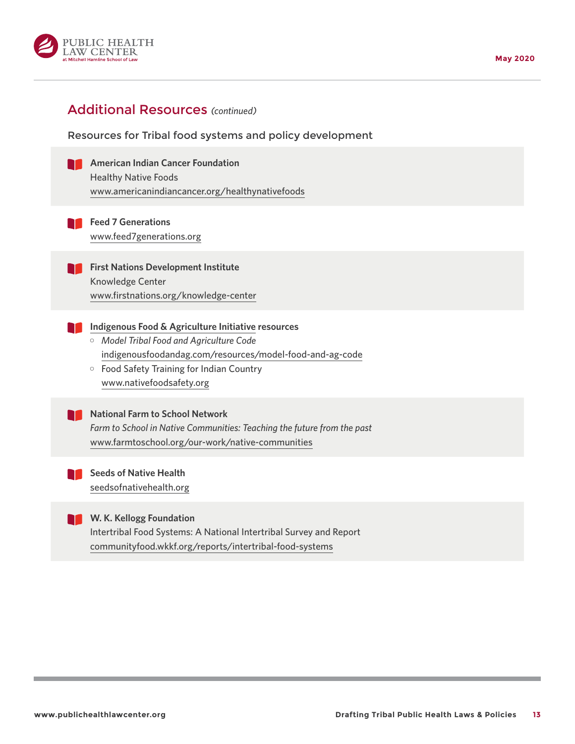## Additional Resources *(continued)*

### Resources for Tribal food systems and policy development

**American Indian Cancer Foundation**
Healthy Native Foods
www.americanindiancancer.org/healthynativefoods

**Feed 7 Generations**
www.feed7generations.org

**First Nations Development Institute**
Knowledge Center
www.firstnations.org/knowledge-center

**Indigenous Food & Agriculture Initiative resources**

- *Model Tribal Food and Agriculture Code*
  indigenousfoodandag.com/resources/model-food-and-ag-code
- Food Safety Training for Indian Country
  www.nativefoodsafety.org

**National Farm to School Network**
*Farm to School in Native Communities: Teaching the future from the past*
www.farmtoschool.org/our-work/native-communities

**Seeds of Native Health**
seedsofnativehealth.org

**W. K. Kellogg Foundation**
Intertribal Food Systems: A National Intertribal Survey and Report
communityfood.wkkf.org/reports/intertribal-food-systems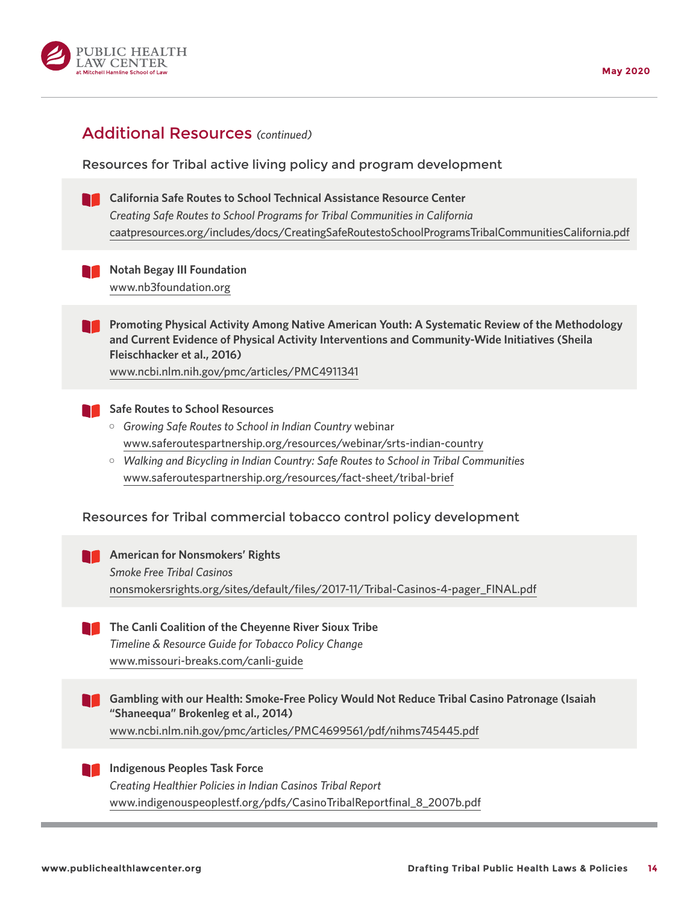## Additional Resources *(continued)*

### Resources for Tribal active living policy and program development

**California Safe Routes to School Technical Assistance Resource Center**
*Creating Safe Routes to School Programs for Tribal Communities in California*
caatpresources.org/includes/docs/CreatingSafeRoutestoSchoolProgramsTribalCommunitiesCalifornia.pdf

**Notah Begay III Foundation**
www.nb3foundation.org

**Promoting Physical Activity Among Native American Youth: A Systematic Review of the Methodology and Current Evidence of Physical Activity Interventions and Community-Wide Initiatives (Sheila Fleischhacker et al., 2016)**
www.ncbi.nlm.nih.gov/pmc/articles/PMC4911341

**Safe Routes to School Resources**

- *Growing Safe Routes to School in Indian Country* webinar
  www.saferoutespartnership.org/resources/webinar/srts-indian-country
- *Walking and Bicycling in Indian Country: Safe Routes to School in Tribal Communities*
  www.saferoutespartnership.org/resources/fact-sheet/tribal-brief

### Resources for Tribal commercial tobacco control policy development

**American for Nonsmokers' Rights**
*Smoke Free Tribal Casinos*
nonsmokersrights.org/sites/default/files/2017-11/Tribal-Casinos-4-pager_FINAL.pdf

**The Canli Coalition of the Cheyenne River Sioux Tribe**
*Timeline & Resource Guide for Tobacco Policy Change*
www.missouri-breaks.com/canli-guide

**Gambling with our Health: Smoke-Free Policy Would Not Reduce Tribal Casino Patronage (Isaiah "Shaneequa" Brokenleg et al., 2014)**
www.ncbi.nlm.nih.gov/pmc/articles/PMC4699561/pdf/nihms745445.pdf

**Indigenous Peoples Task Force**
*Creating Healthier Policies in Indian Casinos Tribal Report*
www.indigenouspeoplestf.org/pdfs/CasinoTribalReportfinal_8_2007b.pdf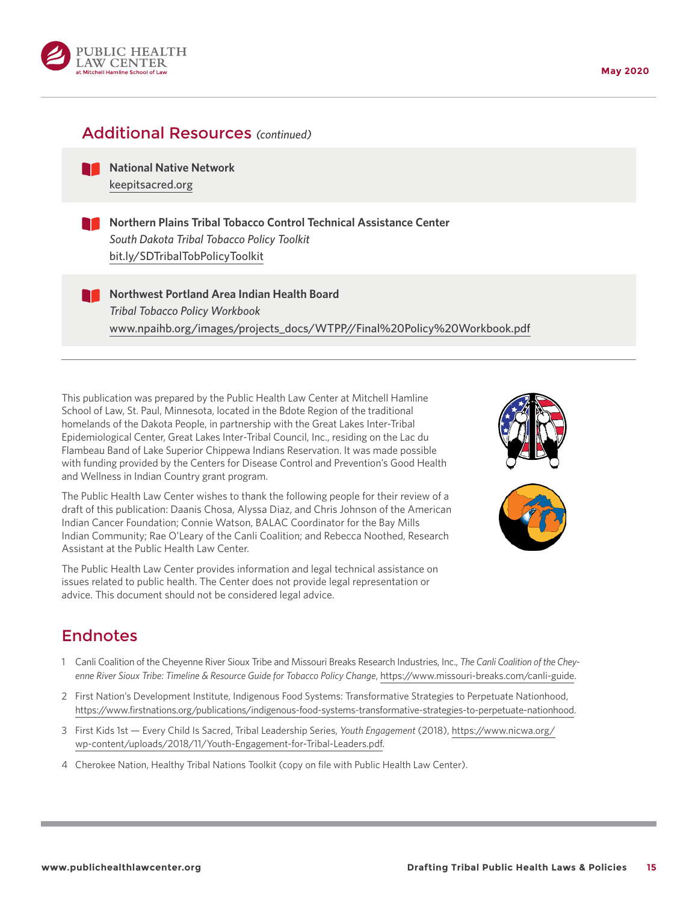## Additional Resources *(continued)*

**National Native Network**
keepitsacred.org

**Northern Plains Tribal Tobacco Control Technical Assistance Center**
*South Dakota Tribal Tobacco Policy Toolkit*
bit.ly/SDTribalTobPolicyToolkit

**Northwest Portland Area Indian Health Board**
*Tribal Tobacco Policy Workbook*
www.npaihb.org/images/projects_docs/WTPP//Final%20Policy%20Workbook.pdf

---

This publication was prepared by the Public Health Law Center at Mitchell Hamline School of Law, St. Paul, Minnesota, located in the Bdote Region of the traditional homelands of the Dakota People, in partnership with the Great Lakes Inter-Tribal Epidemiological Center, Great Lakes Inter-Tribal Council, Inc., residing on the Lac du Flambeau Band of Lake Superior Chippewa Indians Reservation. It was made possible with funding provided by the Centers for Disease Control and Prevention's Good Health and Wellness in Indian Country grant program.

The Public Health Law Center wishes to thank the following people for their review of a draft of this publication: Daanis Chosa, Alyssa Diaz, and Chris Johnson of the American Indian Cancer Foundation; Connie Watson, BALAC Coordinator for the Bay Mills Indian Community; Rae O'Leary of the Canli Coalition; and Rebecca Noothed, Research Assistant at the Public Health Law Center.

The Public Health Law Center provides information and legal technical assistance on issues related to public health. The Center does not provide legal representation or advice. This document should not be considered legal advice.

## Endnotes

1. Canli Coalition of the Cheyenne River Sioux Tribe and Missouri Breaks Research Industries, Inc., *The Canli Coalition of the Cheyenne River Sioux Tribe: Timeline & Resource Guide for Tobacco Policy Change*, https://www.missouri-breaks.com/canli-guide.
2. First Nation's Development Institute, Indigenous Food Systems: Transformative Strategies to Perpetuate Nationhood, https://www.firstnations.org/publications/indigenous-food-systems-transformative-strategies-to-perpetuate-nationhood.
3. First Kids 1st — Every Child Is Sacred, Tribal Leadership Series, *Youth Engagement* (2018), https://www.nicwa.org/wp-content/uploads/2018/11/Youth-Engagement-for-Tribal-Leaders.pdf.
4. Cherokee Nation, Healthy Tribal Nations Toolkit (copy on file with Public Health Law Center).